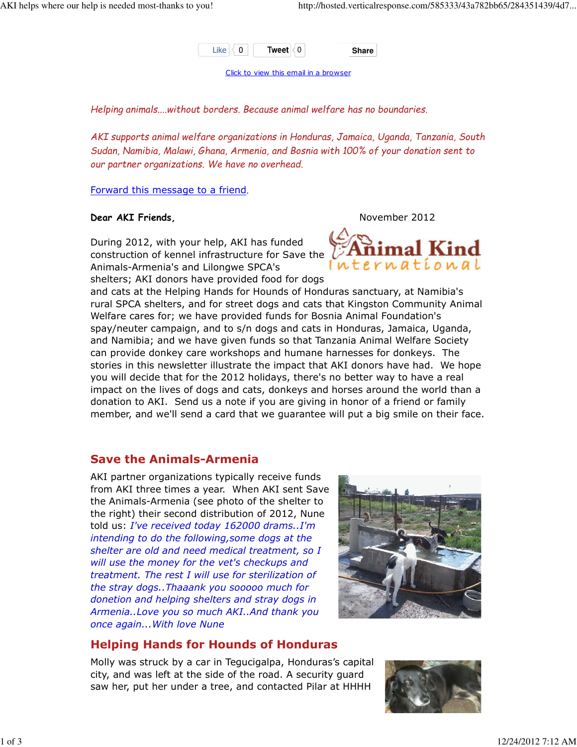Like 0 Tweet 0 Share

Click to view this email in a browser

*Helping animals....without borders. Because animal welfare has no boundaries.*

*AKI supports animal welfare organizations in Honduras, Jamaica, Uganda, Tanzania, South Sudan, Namibia, Malawi, Ghana, Armenia, and Bosnia with 100% of your donation sent to our partner organizations. We have no overhead.*

Forward this message to a friend.

**Dear AKI Friends,**

November 2012

Animal Kind International

During 2012, with your help, AKI has funded construction of kennel infrastructure for Save the Animals-Armenia's and Lilongwe SPCA's shelters; AKI donors have provided food for dogs and cats at the Helping Hands for Hounds of Honduras sanctuary, at Namibia's rural SPCA shelters, and for street dogs and cats that Kingston Community Animal Welfare cares for; we have provided funds for Bosnia Animal Foundation's spay/neuter campaign, and to s/n dogs and cats in Honduras, Jamaica, Uganda, and Namibia; and we have given funds so that Tanzania Animal Welfare Society can provide donkey care workshops and humane harnesses for donkeys. The stories in this newsletter illustrate the impact that AKI donors have had. We hope you will decide that for the 2012 holidays, there's no better way to have a real impact on the lives of dogs and cats, donkeys and horses around the world than a donation to AKI. Send us a note if you are giving in honor of a friend or family member, and we'll send a card that we guarantee will put a big smile on their face.

## Save the Animals-Armenia

AKI partner organizations typically receive funds from AKI three times a year. When AKI sent Save the Animals-Armenia (see photo of the shelter to the right) their second distribution of 2012, Nune told us: *I've received today 162000 drams..I'm intending to do the following,some dogs at the shelter are old and need medical treatment, so I will use the money for the vet's checkups and treatment. The rest I will use for sterilization of the stray dogs..Thaaank you sooooo much for donetion and helping shelters and stray dogs in Armenia..Love you so much AKI..And thank you once again...With love Nune*

## Helping Hands for Hounds of Honduras

Molly was struck by a car in Tegucigalpa, Honduras's capital city, and was left at the side of the road. A security guard saw her, put her under a tree, and contacted Pilar at HHHH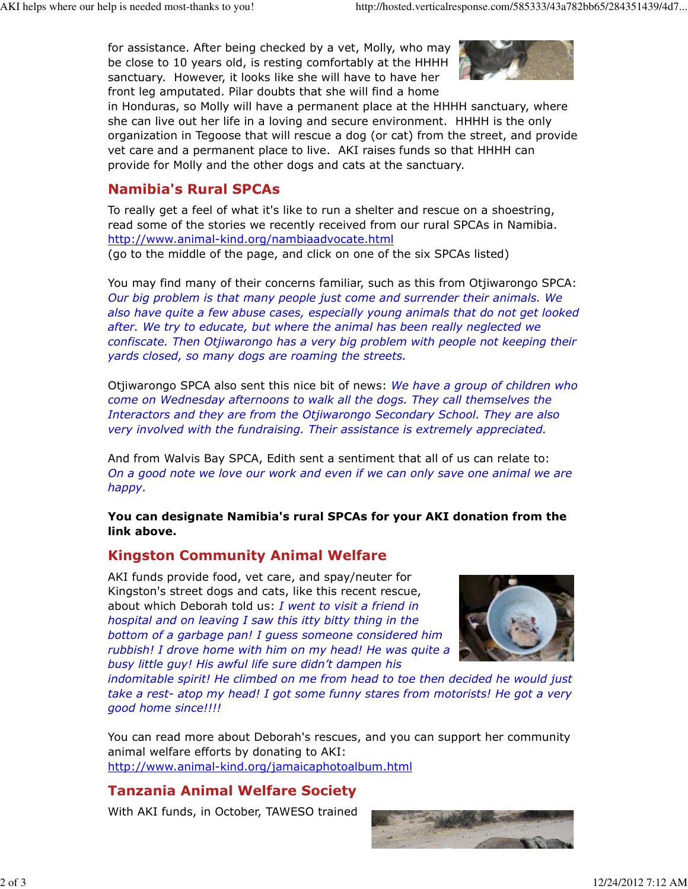for assistance. After being checked by a vet, Molly, who may be close to 10 years old, is resting comfortably at the HHHH sanctuary. However, it looks like she will have to have her front leg amputated. Pilar doubts that she will find a home in Honduras, so Molly will have a permanent place at the HHHH sanctuary, where she can live out her life in a loving and secure environment. HHHH is the only organization in Tegoose that will rescue a dog (or cat) from the street, and provide vet care and a permanent place to live. AKI raises funds so that HHHH can provide for Molly and the other dogs and cats at the sanctuary.

## Namibia's Rural SPCAs

To really get a feel of what it's like to run a shelter and rescue on a shoestring, read some of the stories we recently received from our rural SPCAs in Namibia.
http://www.animal-kind.org/nambiaadvocate.html
(go to the middle of the page, and click on one of the six SPCAs listed)

You may find many of their concerns familiar, such as this from Otjiwarongo SPCA: *Our big problem is that many people just come and surrender their animals. We also have quite a few abuse cases, especially young animals that do not get looked after. We try to educate, but where the animal has been really neglected we confiscate. Then Otjiwarongo has a very big problem with people not keeping their yards closed, so many dogs are roaming the streets.*

Otjiwarongo SPCA also sent this nice bit of news: *We have a group of children who come on Wednesday afternoons to walk all the dogs. They call themselves the Interactors and they are from the Otjiwarongo Secondary School. They are also very involved with the fundraising. Their assistance is extremely appreciated.*

And from Walvis Bay SPCA, Edith sent a sentiment that all of us can relate to: *On a good note we love our work and even if we can only save one animal we are happy.*

**You can designate Namibia's rural SPCAs for your AKI donation from the link above.**

## Kingston Community Animal Welfare

AKI funds provide food, vet care, and spay/neuter for Kingston's street dogs and cats, like this recent rescue, about which Deborah told us: *I went to visit a friend in hospital and on leaving I saw this itty bitty thing in the bottom of a garbage pan! I guess someone considered him rubbish! I drove home with him on my head! He was quite a busy little guy! His awful life sure didn't dampen his indomitable spirit! He climbed on me from head to toe then decided he would just take a rest- atop my head! I got some funny stares from motorists! He got a very good home since!!!!*

You can read more about Deborah's rescues, and you can support her community animal welfare efforts by donating to AKI:
http://www.animal-kind.org/jamaicaphotoalbum.html

## Tanzania Animal Welfare Society

With AKI funds, in October, TAWESO trained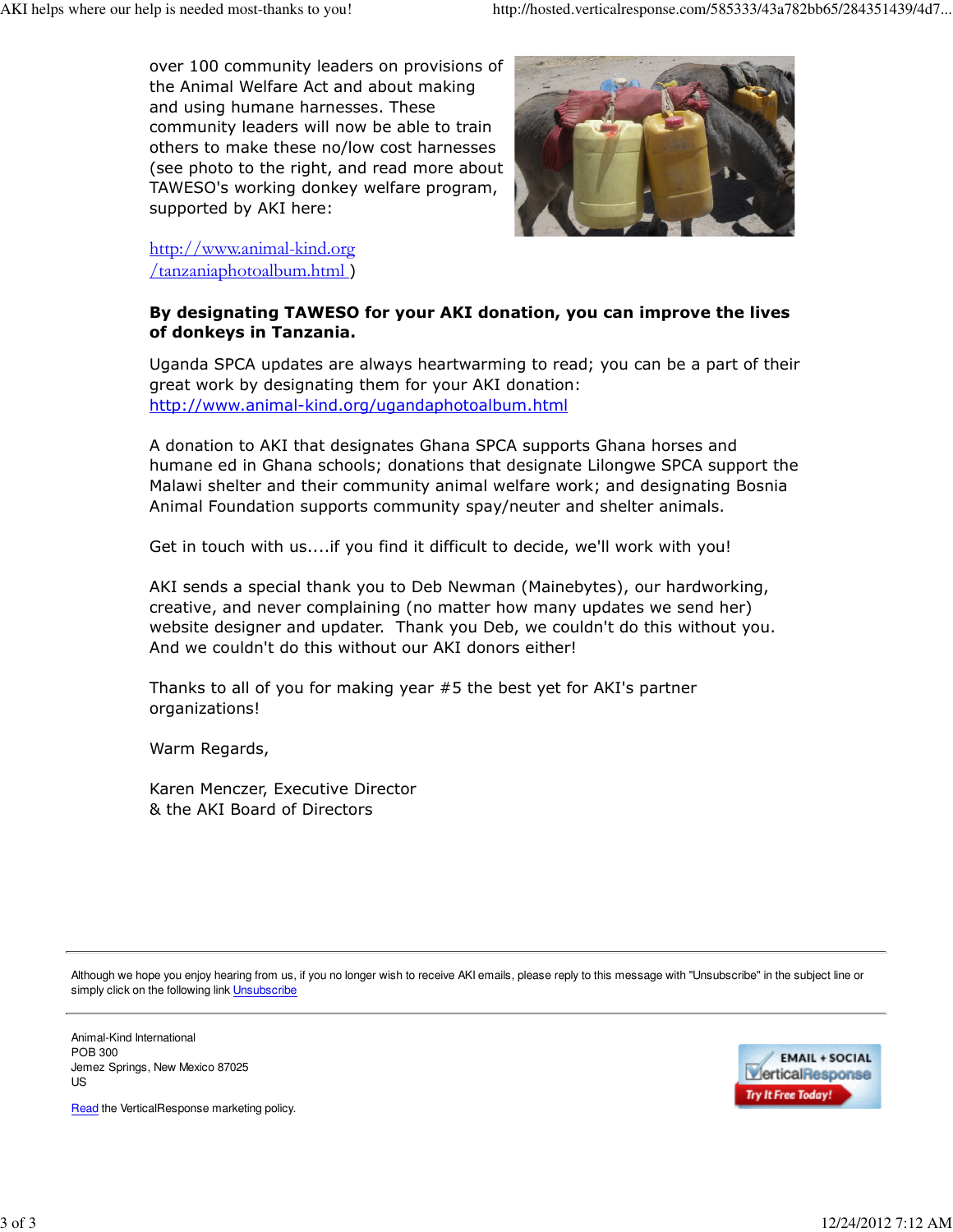over 100 community leaders on provisions of the Animal Welfare Act and about making and using humane harnesses. These community leaders will now be able to train others to make these no/low cost harnesses (see photo to the right, and read more about TAWESO's working donkey welfare program, supported by AKI here:

http://www.animal-kind.org/tanzaniaphotoalbum.html )

**By designating TAWESO for your AKI donation, you can improve the lives of donkeys in Tanzania.**

Uganda SPCA updates are always heartwarming to read; you can be a part of their great work by designating them for your AKI donation: http://www.animal-kind.org/ugandaphotoalbum.html

A donation to AKI that designates Ghana SPCA supports Ghana horses and humane ed in Ghana schools; donations that designate Lilongwe SPCA support the Malawi shelter and their community animal welfare work; and designating Bosnia Animal Foundation supports community spay/neuter and shelter animals.

Get in touch with us....if you find it difficult to decide, we'll work with you!

AKI sends a special thank you to Deb Newman (Mainebytes), our hardworking, creative, and never complaining (no matter how many updates we send her) website designer and updater. Thank you Deb, we couldn't do this without you. And we couldn't do this without our AKI donors either!

Thanks to all of you for making year #5 the best yet for AKI's partner organizations!

Warm Regards,

Karen Menczer, Executive Director
& the AKI Board of Directors

---

Although we hope you enjoy hearing from us, if you no longer wish to receive AKI emails, please reply to this message with "Unsubscribe" in the subject line or simply click on the following link Unsubscribe

---

Animal-Kind International
POB 300
Jemez Springs, New Mexico 87025
US

Read the VerticalResponse marketing policy.